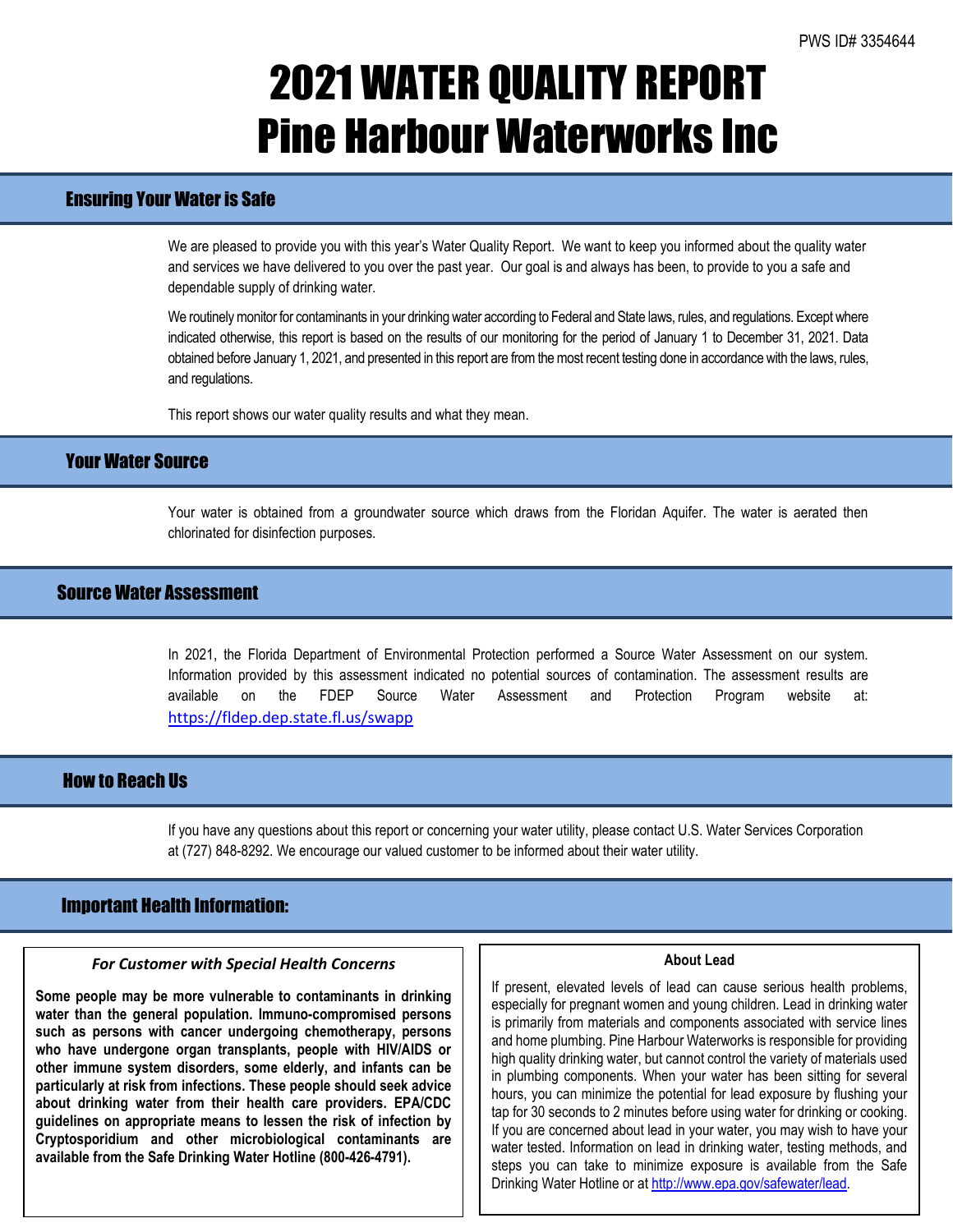PWS ID# 3354644

# 2021 WATER QUALITY REPORT
# Pine Harbour Waterworks Inc

## Ensuring Your Water is Safe

We are pleased to provide you with this year's Water Quality Report. We want to keep you informed about the quality water and services we have delivered to you over the past year. Our goal is and always has been, to provide to you a safe and dependable supply of drinking water.

We routinely monitor for contaminants in your drinking water according to Federal and State laws, rules, and regulations. Except where indicated otherwise, this report is based on the results of our monitoring for the period of January 1 to December 31, 2021. Data obtained before January 1, 2021, and presented in this report are from the most recent testing done in accordance with the laws, rules, and regulations.

This report shows our water quality results and what they mean.

## Your Water Source

Your water is obtained from a groundwater source which draws from the Floridan Aquifer. The water is aerated then chlorinated for disinfection purposes.

## Source Water Assessment

In 2021, the Florida Department of Environmental Protection performed a Source Water Assessment on our system. Information provided by this assessment indicated no potential sources of contamination. The assessment results are available on the FDEP Source Water Assessment and Protection Program website at: https://fldep.dep.state.fl.us/swapp

## How to Reach Us

If you have any questions about this report or concerning your water utility, please contact U.S. Water Services Corporation at (727) 848-8292. We encourage our valued customer to be informed about their water utility.

## Important Health Information:

### *For Customer with Special Health Concerns*

**Some people may be more vulnerable to contaminants in drinking water than the general population. Immuno-compromised persons such as persons with cancer undergoing chemotherapy, persons who have undergone organ transplants, people with HIV/AIDS or other immune system disorders, some elderly, and infants can be particularly at risk from infections. These people should seek advice about drinking water from their health care providers. EPA/CDC guidelines on appropriate means to lessen the risk of infection by Cryptosporidium and other microbiological contaminants are available from the Safe Drinking Water Hotline (800-426-4791).**

### About Lead

If present, elevated levels of lead can cause serious health problems, especially for pregnant women and young children. Lead in drinking water is primarily from materials and components associated with service lines and home plumbing. Pine Harbour Waterworks is responsible for providing high quality drinking water, but cannot control the variety of materials used in plumbing components. When your water has been sitting for several hours, you can minimize the potential for lead exposure by flushing your tap for 30 seconds to 2 minutes before using water for drinking or cooking. If you are concerned about lead in your water, you may wish to have your water tested. Information on lead in drinking water, testing methods, and steps you can take to minimize exposure is available from the Safe Drinking Water Hotline or at http://www.epa.gov/safewater/lead.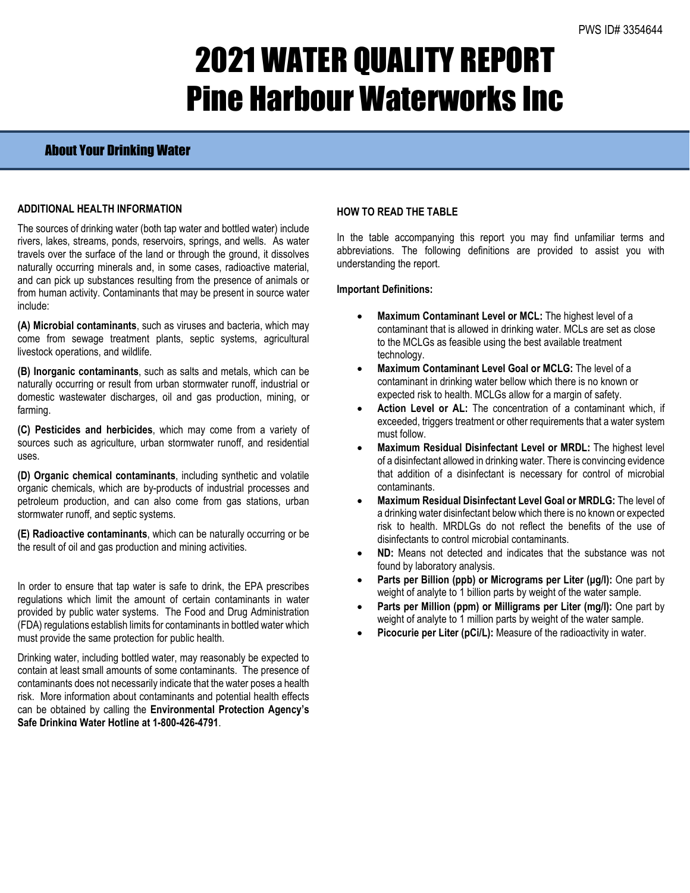PWS ID# 3354644

# 2021 WATER QUALITY REPORT
# Pine Harbour Waterworks Inc

## About Your Drinking Water

**ADDITIONAL HEALTH INFORMATION**

The sources of drinking water (both tap water and bottled water) include rivers, lakes, streams, ponds, reservoirs, springs, and wells. As water travels over the surface of the land or through the ground, it dissolves naturally occurring minerals and, in some cases, radioactive material, and can pick up substances resulting from the presence of animals or from human activity. Contaminants that may be present in source water include:

**(A) Microbial contaminants**, such as viruses and bacteria, which may come from sewage treatment plants, septic systems, agricultural livestock operations, and wildlife.

**(B) Inorganic contaminants**, such as salts and metals, which can be naturally occurring or result from urban stormwater runoff, industrial or domestic wastewater discharges, oil and gas production, mining, or farming.

**(C) Pesticides and herbicides**, which may come from a variety of sources such as agriculture, urban stormwater runoff, and residential uses.

**(D) Organic chemical contaminants**, including synthetic and volatile organic chemicals, which are by-products of industrial processes and petroleum production, and can also come from gas stations, urban stormwater runoff, and septic systems.

**(E) Radioactive contaminants**, which can be naturally occurring or be the result of oil and gas production and mining activities.

In order to ensure that tap water is safe to drink, the EPA prescribes regulations which limit the amount of certain contaminants in water provided by public water systems. The Food and Drug Administration (FDA) regulations establish limits for contaminants in bottled water which must provide the same protection for public health.

Drinking water, including bottled water, may reasonably be expected to contain at least small amounts of some contaminants. The presence of contaminants does not necessarily indicate that the water poses a health risk. More information about contaminants and potential health effects can be obtained by calling the **Environmental Protection Agency's Safe Drinking Water Hotline at 1-800-426-4791**.

**HOW TO READ THE TABLE**

In the table accompanying this report you may find unfamiliar terms and abbreviations. The following definitions are provided to assist you with understanding the report.

**Important Definitions:**

- **Maximum Contaminant Level or MCL:** The highest level of a contaminant that is allowed in drinking water. MCLs are set as close to the MCLGs as feasible using the best available treatment technology.
- **Maximum Contaminant Level Goal or MCLG:** The level of a contaminant in drinking water bellow which there is no known or expected risk to health. MCLGs allow for a margin of safety.
- **Action Level or AL:** The concentration of a contaminant which, if exceeded, triggers treatment or other requirements that a water system must follow.
- **Maximum Residual Disinfectant Level or MRDL:** The highest level of a disinfectant allowed in drinking water. There is convincing evidence that addition of a disinfectant is necessary for control of microbial contaminants.
- **Maximum Residual Disinfectant Level Goal or MRDLG:** The level of a drinking water disinfectant below which there is no known or expected risk to health. MRDLGs do not reflect the benefits of the use of disinfectants to control microbial contaminants.
- **ND:** Means not detected and indicates that the substance was not found by laboratory analysis.
- **Parts per Billion (ppb) or Micrograms per Liter (µg/l):** One part by weight of analyte to 1 billion parts by weight of the water sample.
- **Parts per Million (ppm) or Milligrams per Liter (mg/l):** One part by weight of analyte to 1 million parts by weight of the water sample.
- **Picocurie per Liter (pCi/L):** Measure of the radioactivity in water.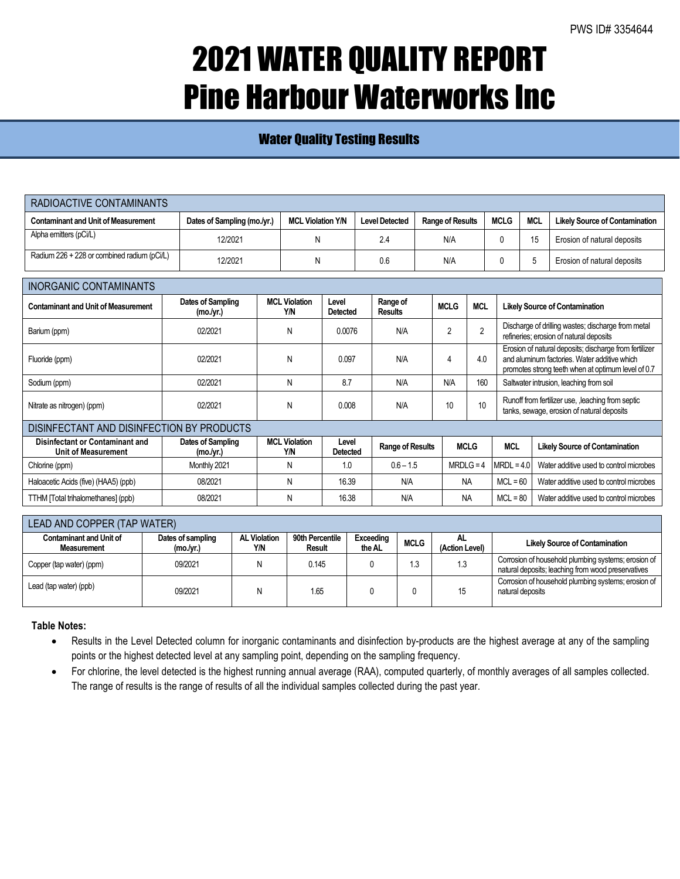PWS ID# 3354644

# 2021 WATER QUALITY REPORT
# Pine Harbour Waterworks Inc

## Water Quality Testing Results

| RADIOACTIVE CONTAMINANTS | | | | | | | |
|---|---|---|---|---|---|---|---|
| **Contaminant and Unit of Measurement** | **Dates of Sampling (mo./yr.)** | **MCL Violation Y/N** | **Level Detected** | **Range of Results** | **MCLG** | **MCL** | **Likely Source of Contamination** |
| Alpha emitters (pCi/L) | 12/2021 | N | 2.4 | N/A | 0 | 15 | Erosion of natural deposits |
| Radium 226 + 228 or combined radium (pCi/L) | 12/2021 | N | 0.6 | N/A | 0 | 5 | Erosion of natural deposits |

| INORGANIC CONTAMINANTS | | | | | | | |
|---|---|---|---|---|---|---|---|
| **Contaminant and Unit of Measurement** | **Dates of Sampling (mo./yr.)** | **MCL Violation Y/N** | **Level Detected** | **Range of Results** | **MCLG** | **MCL** | **Likely Source of Contamination** |
| Barium (ppm) | 02/2021 | N | 0.0076 | N/A | 2 | 2 | Discharge of drilling wastes; discharge from metal refineries; erosion of natural deposits |
| Fluoride (ppm) | 02/2021 | N | 0.097 | N/A | 4 | 4.0 | Erosion of natural deposits; discharge from fertilizer and aluminum factories. Water additive which promotes strong teeth when at optimum level of 0.7 |
| Sodium (ppm) | 02/2021 | N | 8.7 | N/A | N/A | 160 | Saltwater intrusion, leaching from soil |
| Nitrate as nitrogen) (ppm) | 02/2021 | N | 0.008 | N/A | 10 | 10 | Runoff from fertilizer use, ,leaching from septic tanks, sewage, erosion of natural deposits |

| DISINFECTANT AND DISINFECTION BY PRODUCTS | | | | | | | |
|---|---|---|---|---|---|---|---|
| **Disinfectant or Contaminant and Unit of Measurement** | **Dates of Sampling (mo./yr.)** | **MCL Violation Y/N** | **Level Detected** | **Range of Results** | **MCLG** | **MCL** | **Likely Source of Contamination** |
| Chlorine (ppm) | Monthly 2021 | N | 1.0 | 0.6 – 1.5 | MRDLG = 4 | MRDL = 4.0 | Water additive used to control microbes |
| Haloacetic Acids (five) (HAA5) (ppb) | 08/2021 | N | 16.39 | N/A | NA | MCL = 60 | Water additive used to control microbes |
| TTHM [Total trihalomethanes] (ppb) | 08/2021 | N | 16.38 | N/A | NA | MCL = 80 | Water additive used to control microbes |

| LEAD AND COPPER (TAP WATER) | | | | | | | |
|---|---|---|---|---|---|---|---|
| **Contaminant and Unit of Measurement** | **Dates of sampling (mo./yr.)** | **AL Violation Y/N** | **90th Percentile Result** | **Exceeding the AL** | **MCLG** | **AL (Action Level)** | **Likely Source of Contamination** |
| Copper (tap water) (ppm) | 09/2021 | N | 0.145 | 0 | 1.3 | 1.3 | Corrosion of household plumbing systems; erosion of natural deposits; leaching from wood preservatives |
| Lead (tap water) (ppb) | 09/2021 | N | 1.65 | 0 | 0 | 15 | Corrosion of household plumbing systems; erosion of natural deposits |

**Table Notes:**

- Results in the Level Detected column for inorganic contaminants and disinfection by-products are the highest average at any of the sampling points or the highest detected level at any sampling point, depending on the sampling frequency.
- For chlorine, the level detected is the highest running annual average (RAA), computed quarterly, of monthly averages of all samples collected. The range of results is the range of results of all the individual samples collected during the past year.